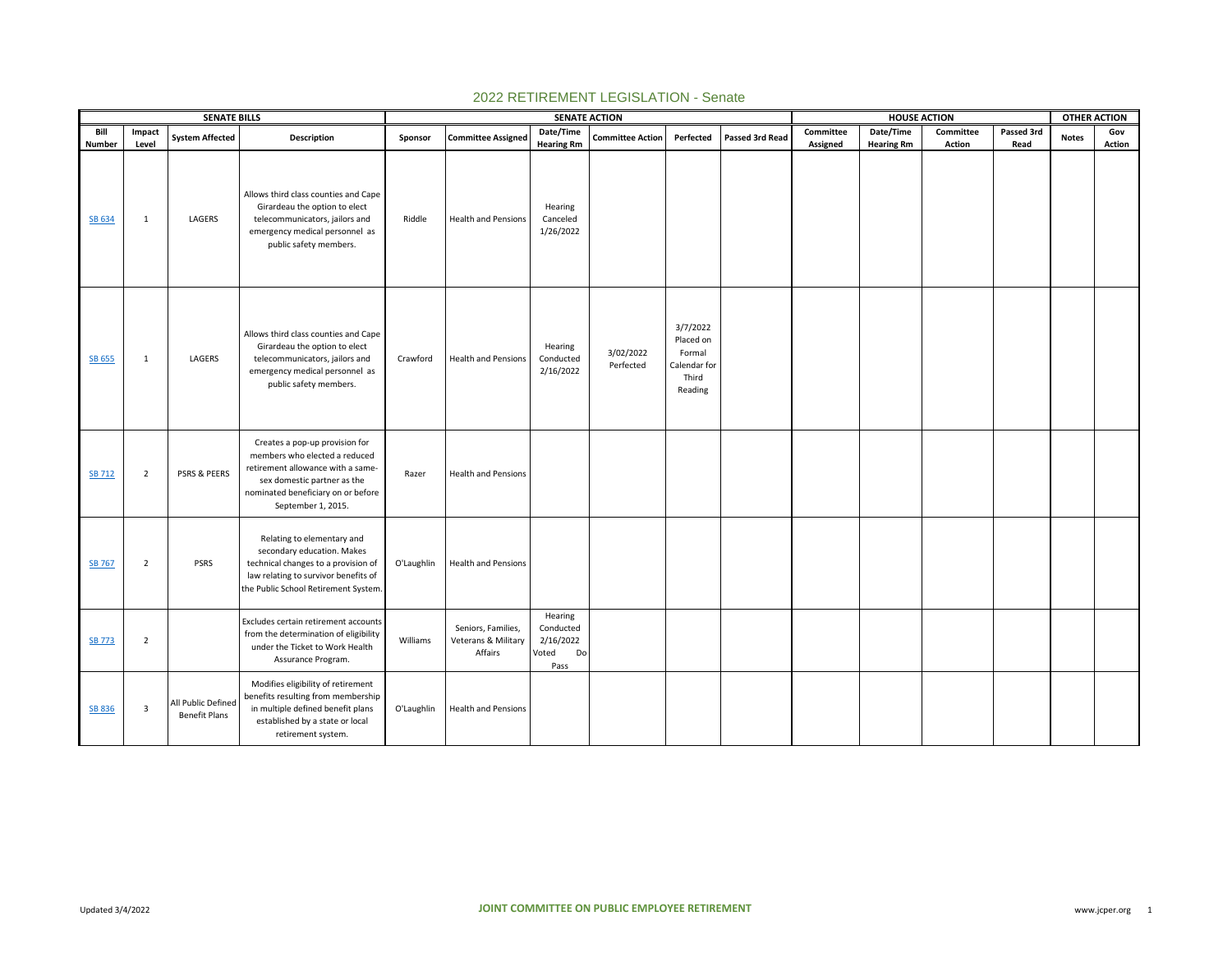# 2022 RETIREMENT LEGISLATION - Senate

| SENATE BILLS | | | | SENATE ACTION | | | | | | HOUSE ACTION | | | | OTHER ACTION | |
|---|---|---|---|---|---|---|---|---|---|---|---|---|---|---|---|
| Bill Number | Impact Level | System Affected | Description | Sponsor | Committee Assigned | Date/Time Hearing Rm | Committee Action | Perfected | Passed 3rd Read | Committee Assigned | Date/Time Hearing Rm | Committee Action | Passed 3rd Read | Notes | Gov Action |
| SB 634 | 1 | LAGERS | Allows third class counties and Cape Girardeau the option to elect telecommunicators, jailors and emergency medical personnel as public safety members. | Riddle | Health and Pensions | Hearing Canceled 1/26/2022 | | | | | | | | | |
| SB 655 | 1 | LAGERS | Allows third class counties and Cape Girardeau the option to elect telecommunicators, jailors and emergency medical personnel as public safety members. | Crawford | Health and Pensions | Hearing Conducted 2/16/2022 | 3/02/2022 Perfected | 3/7/2022 Placed on Formal Calendar for Third Reading | | | | | | | |
| SB 712 | 2 | PSRS & PEERS | Creates a pop-up provision for members who elected a reduced retirement allowance with a same-sex domestic partner as the nominated beneficiary on or before September 1, 2015. | Razer | Health and Pensions | | | | | | | | | | |
| SB 767 | 2 | PSRS | Relating to elementary and secondary education. Makes technical changes to a provision of law relating to survivor benefits of the Public School Retirement System. | O'Laughlin | Health and Pensions | | | | | | | | | | |
| SB 773 | 2 | | Excludes certain retirement accounts from the determination of eligibility under the Ticket to Work Health Assurance Program. | Williams | Seniors, Families, Veterans & Military Affairs | Hearing Conducted 2/16/2022 Voted Do Pass | | | | | | | | | |
| SB 836 | 3 | All Public Defined Benefit Plans | Modifies eligibility of retirement benefits resulting from membership in multiple defined benefit plans established by a state or local retirement system. | O'Laughlin | Health and Pensions | | | | | | | | | | |

Updated 3/4/2022 — JOINT COMMITTEE ON PUBLIC EMPLOYEE RETIREMENT — www.jcper.org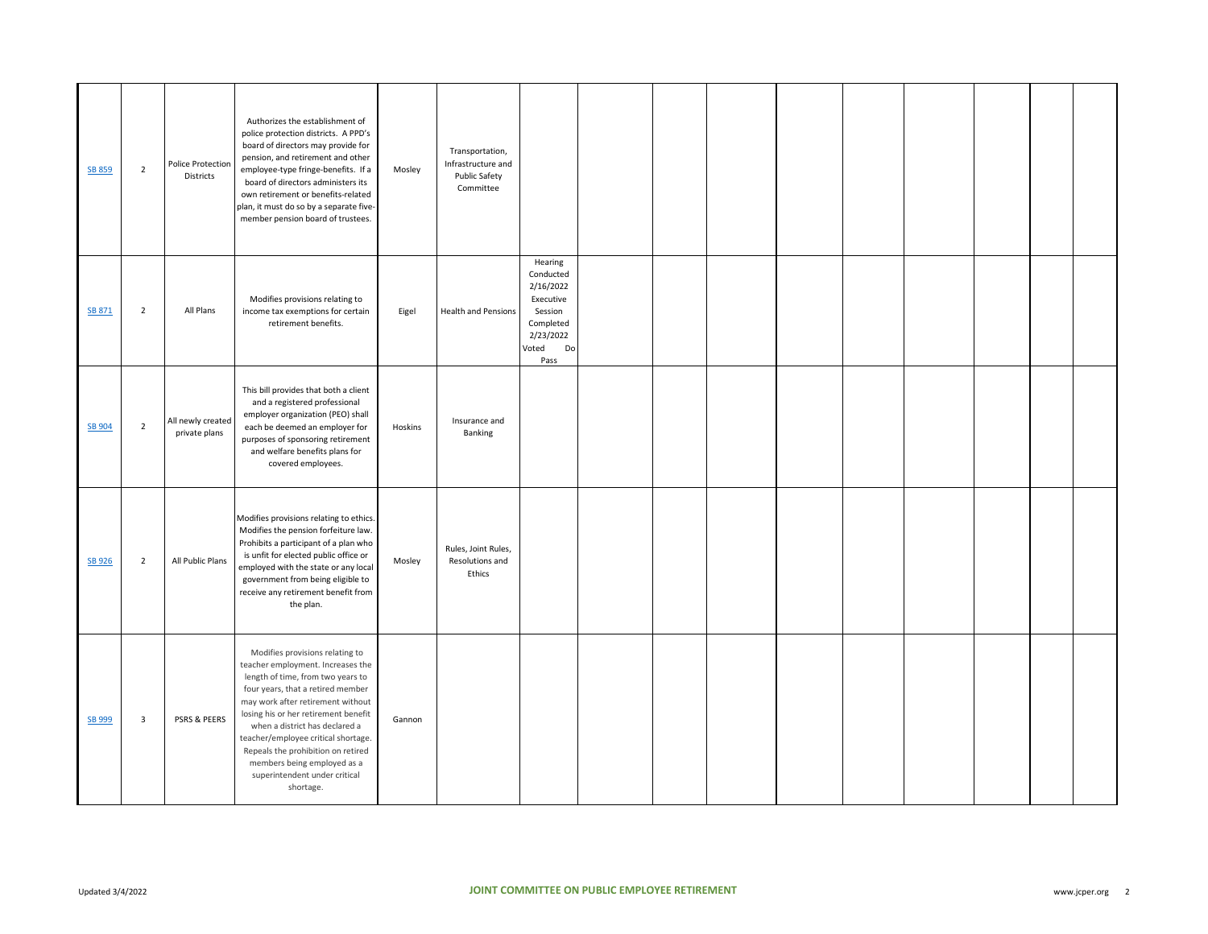| | | | | | | | | | | | | | | | |
|---|---|---|---|---|---|---|---|---|---|---|---|---|---|---|---|
| SB 859 | 2 | Police Protection Districts | Authorizes the establishment of police protection districts. A PPD's board of directors may provide for pension, and retirement and other employee-type fringe-benefits. If a board of directors administers its own retirement or benefits-related plan, it must do so by a separate five-member pension board of trustees. | Mosley | Transportation, Infrastructure and Public Safety Committee | | | | | | | | | | |
| SB 871 | 2 | All Plans | Modifies provisions relating to income tax exemptions for certain retirement benefits. | Eigel | Health and Pensions | Hearing Conducted 2/16/2022 Executive Session Completed 2/23/2022 Voted Do Pass | | | | | | | | | |
| SB 904 | 2 | All newly created private plans | This bill provides that both a client and a registered professional employer organization (PEO) shall each be deemed an employer for purposes of sponsoring retirement and welfare benefits plans for covered employees. | Hoskins | Insurance and Banking | | | | | | | | | | |
| SB 926 | 2 | All Public Plans | Modifies provisions relating to ethics. Modifies the pension forfeiture law. Prohibits a participant of a plan who is unfit for elected public office or employed with the state or any local government from being eligible to receive any retirement benefit from the plan. | Mosley | Rules, Joint Rules, Resolutions and Ethics | | | | | | | | | | |
| SB 999 | 3 | PSRS & PEERS | Modifies provisions relating to teacher employment. Increases the length of time, from two years to four years, that a retired member may work after retirement without losing his or her retirement benefit when a district has declared a teacher/employee critical shortage. Repeals the prohibition on retired members being employed as a superintendent under critical shortage. | Gannon | | | | | | | | | | | |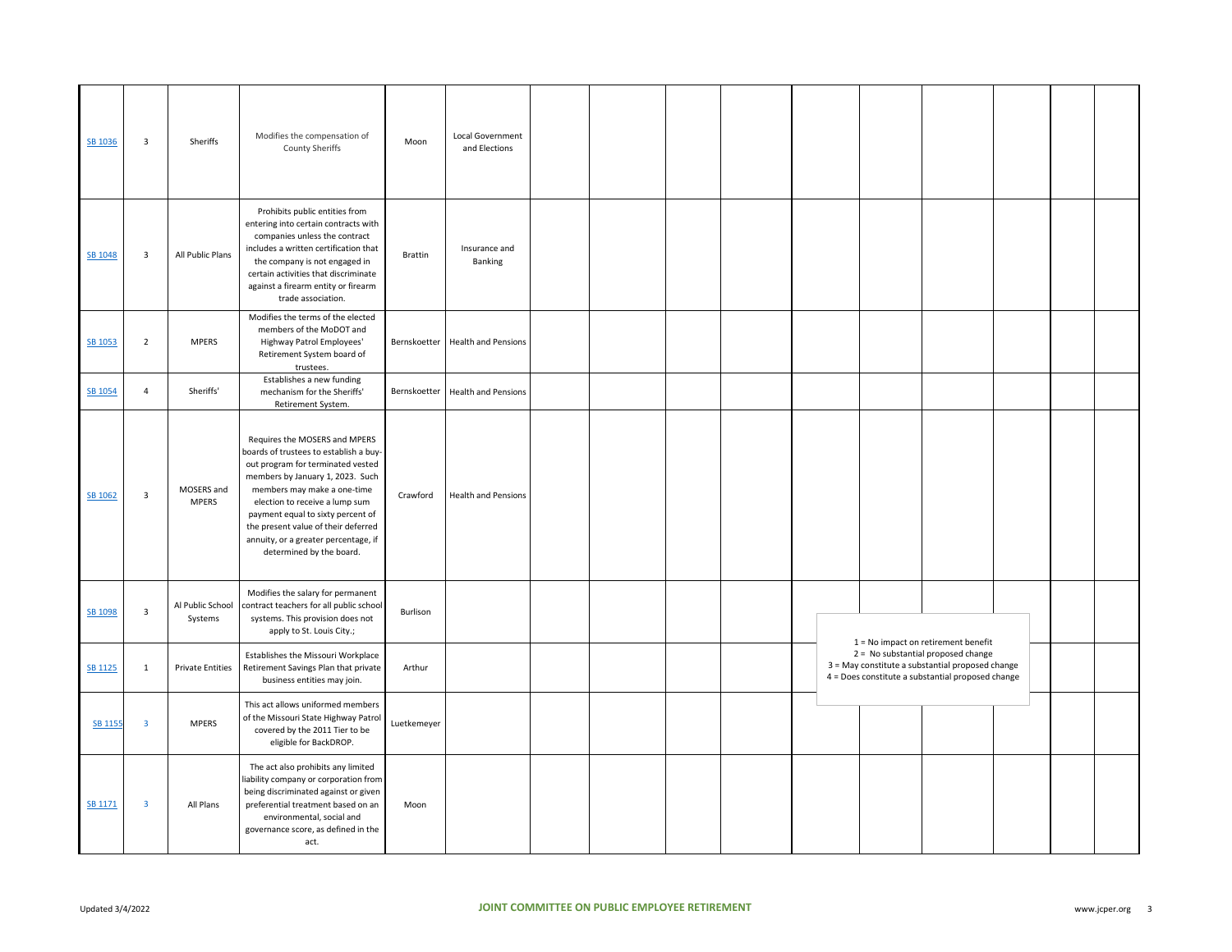| | | | | | | | | | | | | | | | | |
|---|---|---|---|---|---|---|---|---|---|---|---|---|---|---|---|---|
| SB 1036 | 3 | Sheriffs | Modifies the compensation of County Sheriffs | Moon | Local Government and Elections | | | | | | | | | | | |
| SB 1048 | 3 | All Public Plans | Prohibits public entities from entering into certain contracts with companies unless the contract includes a written certification that the company is not engaged in certain activities that discriminate against a firearm entity or firearm trade association. | Brattin | Insurance and Banking | | | | | | | | | | | |
| SB 1053 | 2 | MPERS | Modifies the terms of the elected members of the MoDOT and Highway Patrol Employees' Retirement System board of trustees. | Bernskoetter | Health and Pensions | | | | | | | | | | | |
| SB 1054 | 4 | Sheriffs' | Establishes a new funding mechanism for the Sheriffs' Retirement System. | Bernskoetter | Health and Pensions | | | | | | | | | | | |
| SB 1062 | 3 | MOSERS and MPERS | Requires the MOSERS and MPERS boards of trustees to establish a buy-out program for terminated vested members by January 1, 2023. Such members may make a one-time election to receive a lump sum payment equal to sixty percent of the present value of their deferred annuity, or a greater percentage, if determined by the board. | Crawford | Health and Pensions | | | | | | | | | | | |
| SB 1098 | 3 | Al Public School Systems | Modifies the salary for permanent contract teachers for all public school systems. This provision does not apply to St. Louis City.; | Burlison | | | | | | | | | | | | |
| SB 1125 | 1 | Private Entities | Establishes the Missouri Workplace Retirement Savings Plan that private business entities may join. | Arthur | | | | | | | | | | | | |
| SB 1155 | 3 | MPERS | This act allows uniformed members of the Missouri State Highway Patrol covered by the 2011 Tier to be eligible for BackDROP. | Luetkemeyer | | | | | | | | | | | | |
| SB 1171 | 3 | All Plans | The act also prohibits any limited liability company or corporation from being discriminated against or given preferential treatment based on an environmental, social and governance score, as defined in the act. | Moon | | | | | | | | | | | | |

1 = No impact on retirement benefit
2 = No substantial proposed change
3 = May constitute a substantial proposed change
4 = Does constitute a substantial proposed change

Updated 3/4/2022

**JOINT COMMITTEE ON PUBLIC EMPLOYEE RETIREMENT**

www.jcper.org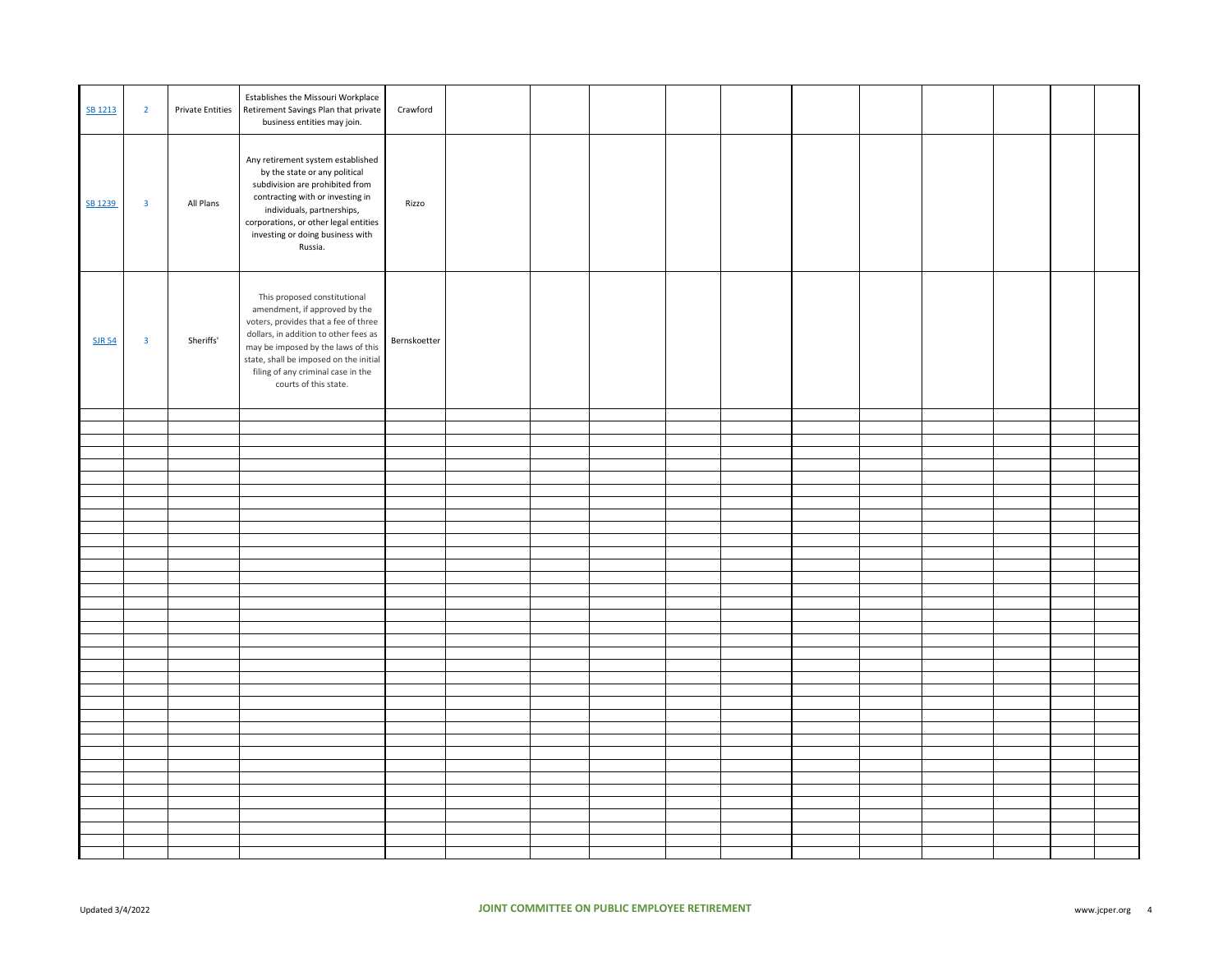| | | | | | | | | | | | | | | | | |
|---|---|---|---|---|---|---|---|---|---|---|---|---|---|---|---|---|
| SB 1213 | 2 | Private Entities | Establishes the Missouri Workplace Retirement Savings Plan that private business entities may join. | Crawford | | | | | | | | | | | | |
| SB 1239 | 3 | All Plans | Any retirement system established by the state or any political subdivision are prohibited from contracting with or investing in individuals, partnerships, corporations, or other legal entities investing or doing business with Russia. | Rizzo | | | | | | | | | | | | |
| SJR 54 | 3 | Sheriffs' | This proposed constitutional amendment, if approved by the voters, provides that a fee of three dollars, in addition to other fees as may be imposed by the laws of this state, shall be imposed on the initial filing of any criminal case in the courts of this state. | Bernskoetter | | | | | | | | | | | | |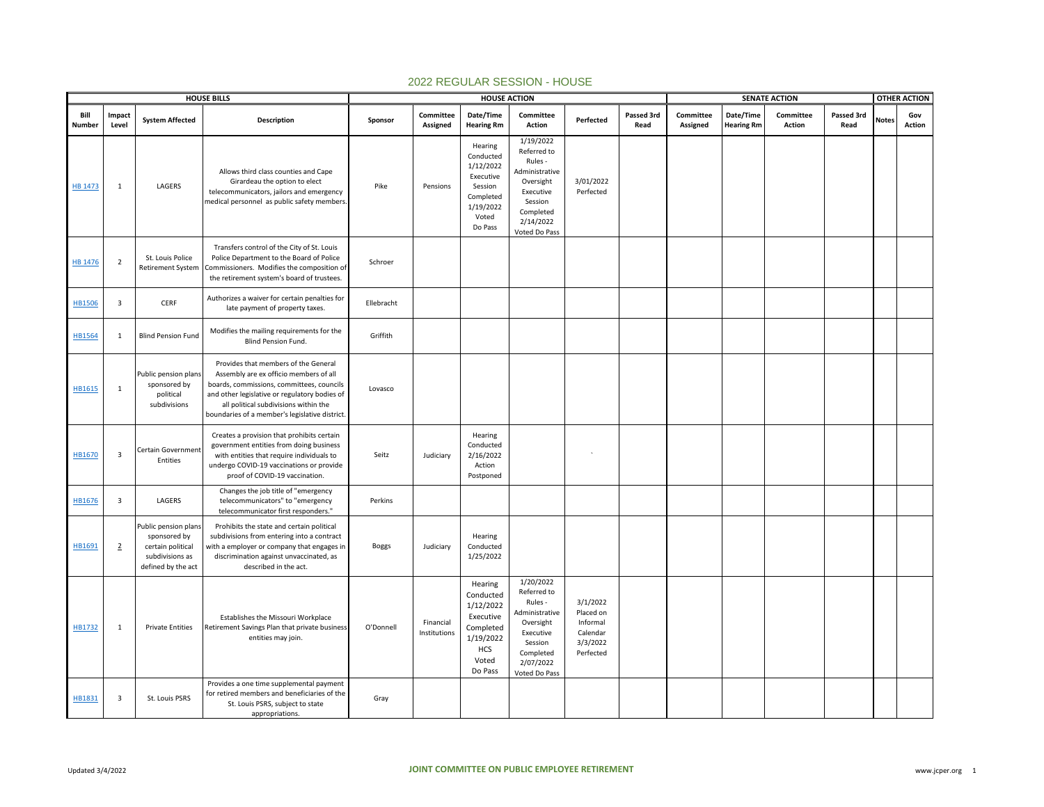# 2022 REGULAR SESSION - HOUSE

| HOUSE BILLS | | | | HOUSE ACTION | | | | | | SENATE ACTION | | | | OTHER ACTION | |
|---|---|---|---|---|---|---|---|---|---|---|---|---|---|---|---|
| Bill Number | Impact Level | System Affected | Description | Sponsor | Committee Assigned | Date/Time Hearing Rm | Committee Action | Perfected | Passed 3rd Read | Committee Assigned | Date/Time Hearing Rm | Committee Action | Passed 3rd Read | Notes | Gov Action |
| HB 1473 | 1 | LAGERS | Allows third class counties and Cape Girardeau the option to elect telecommunicators, jailors and emergency medical personnel as public safety members. | Pike | Pensions | Hearing Conducted 1/12/2022 Executive Session Completed 1/19/2022 Voted Do Pass | 1/19/2022 Referred to Rules - Administrative Oversight Executive Session Completed 2/14/2022 Voted Do Pass | 3/01/2022 Perfected | | | | | | | |
| HB 1476 | 2 | St. Louis Police Retirement System | Transfers control of the City of St. Louis Police Department to the Board of Police Commissioners. Modifies the composition of the retirement system's board of trustees. | Schroer | | | | | | | | | | | |
| HB1506 | 3 | CERF | Authorizes a waiver for certain penalties for late payment of property taxes. | Ellebracht | | | | | | | | | | | |
| HB1564 | 1 | Blind Pension Fund | Modifies the mailing requirements for the Blind Pension Fund. | Griffith | | | | | | | | | | | |
| HB1615 | 1 | Public pension plans sponsored by political subdivisions | Provides that members of the General Assembly are ex officio members of all boards, commissions, committees, councils and other legislative or regulatory bodies of all political subdivisions within the boundaries of a member's legislative district. | Lovasco | | | | | | | | | | | |
| HB1670 | 3 | Certain Government Entities | Creates a provision that prohibits certain government entities from doing business with entities that require individuals to undergo COVID-19 vaccinations or provide proof of COVID-19 vaccination. | Seitz | Judiciary | Hearing Conducted 2/16/2022 Action Postponed | | ` | | | | | | | |
| HB1676 | 3 | LAGERS | Changes the job title of "emergency telecommunicators" to "emergency telecommunicator first responders." | Perkins | | | | | | | | | | | |
| HB1691 | 2 | Public pension plans sponsored by certain political subdivisions as defined by the act | Prohibits the state and certain political subdivisions from entering into a contract with a employer or company that engages in discrimination against unvaccinated, as described in the act. | Boggs | Judiciary | Hearing Conducted 1/25/2022 | | | | | | | | | |
| HB1732 | 1 | Private Entities | Establishes the Missouri Workplace Retirement Savings Plan that private business entities may join. | O'Donnell | Financial Institutions | Hearing Conducted 1/12/2022 Executive Completed 1/19/2022 HCS Voted Do Pass | 1/20/2022 Referred to Rules - Administrative Oversight Executive Session Completed 2/07/2022 Voted Do Pass | 3/1/2022 Placed on Informal Calendar 3/3/2022 Perfected | | | | | | | |
| HB1831 | 3 | St. Louis PSRS | Provides a one time supplemental payment for retired members and beneficiaries of the St. Louis PSRS, subject to state appropriations. | Gray | | | | | | | | | | | |

Updated 3/4/2022 **JOINT COMMITTEE ON PUBLIC EMPLOYEE RETIREMENT** www.jcper.org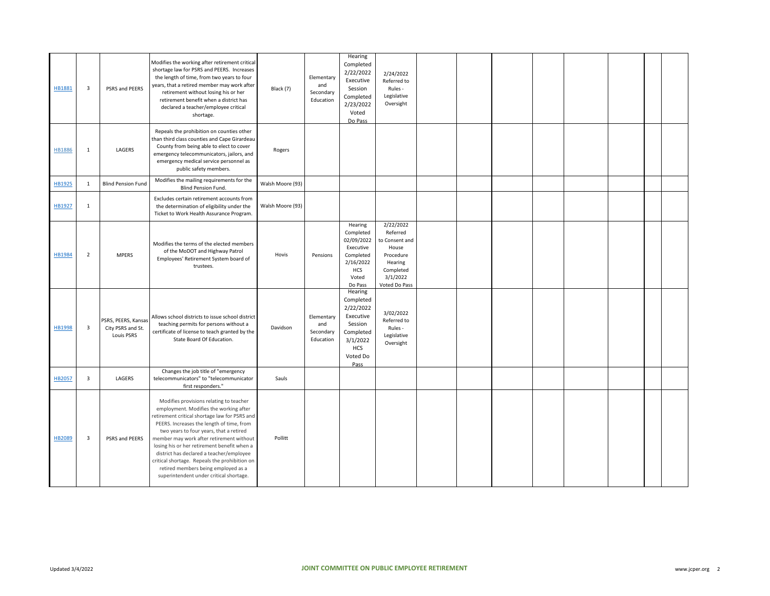| | | | | | | | | | | | | | | | |
|---|---|---|---|---|---|---|---|---|---|---|---|---|---|---|---|
| HB1881 | 3 | PSRS and PEERS | Modifies the working after retirement critical shortage law for PSRS and PEERS. Increases the length of time, from two years to four years, that a retired member may work after retirement without losing his or her retirement benefit when a district has declared a teacher/employee critical shortage. | Black (7) | Elementary and Secondary Education | Hearing Completed 2/22/2022 Executive Session Completed 2/23/2022 Voted Do Pass | 2/24/2022 Referred to Rules - Legislative Oversight | | | | | | | | |
| HB1886 | 1 | LAGERS | Repeals the prohibition on counties other than third class counties and Cape Girardeau County from being able to elect to cover emergency telecommunicators, jailors, and emergency medical service personnel as public safety members. | Rogers | | | | | | | | | | | |
| HB1925 | 1 | Blind Pension Fund | Modifies the mailing requirements for the Blind Pension Fund. | Walsh Moore (93) | | | | | | | | | | | |
| HB1927 | 1 | | Excludes certain retirement accounts from the determination of eligibility under the Ticket to Work Health Assurance Program. | Walsh Moore (93) | | | | | | | | | | | |
| HB1984 | 2 | MPERS | Modifies the terms of the elected members of the MoDOT and Highway Patrol Employees' Retirement System board of trustees. | Hovis | Pensions | Hearing Completed 02/09/2022 Executive Completed 2/16/2022 HCS Voted Do Pass | 2/22/2022 Referred to Consent and House Procedure Hearing Completed 3/1/2022 Voted Do Pass | | | | | | | | |
| HB1998 | 3 | PSRS, PEERS, Kansas City PSRS and St. Louis PSRS | Allows school districts to issue school district teaching permits for persons without a certificate of license to teach granted by the State Board Of Education. | Davidson | Elementary and Secondary Education | Hearing Completed 2/22/2022 Executive Session Completed 3/1/2022 HCS Voted Do Pass | 3/02/2022 Referred to Rules - Legislative Oversight | | | | | | | | |
| HB2057 | 3 | LAGERS | Changes the job title of "emergency telecommunicators" to "telecommunicator first responders." | Sauls | | | | | | | | | | | |
| HB2089 | 3 | PSRS and PEERS | Modifies provisions relating to teacher employment. Modifies the working after retirement critical shortage law for PSRS and PEERS. Increases the length of time, from two years to four years, that a retired member may work after retirement without losing his or her retirement benefit when a district has declared a teacher/employee critical shortage. Repeals the prohibition on retired members being employed as a superintendent under critical shortage. | Pollitt | | | | | | | | | | | |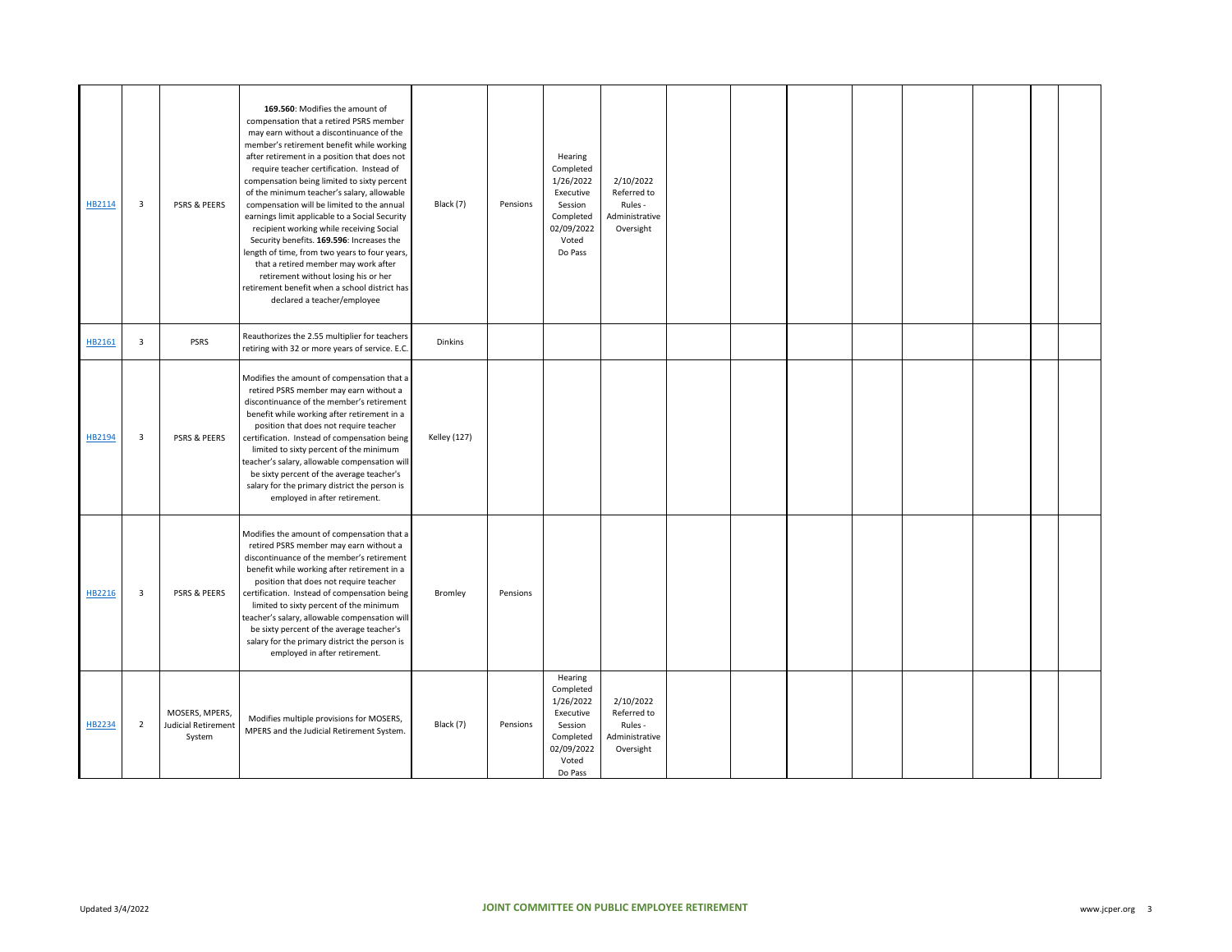| | | | | | | | | | | | | | | | |
|---|---|---|---|---|---|---|---|---|---|---|---|---|---|---|---|
| HB2114 | 3 | PSRS & PEERS | **169.560**: Modifies the amount of compensation that a retired PSRS member may earn without a discontinuance of the member's retirement benefit while working after retirement in a position that does not require teacher certification. Instead of compensation being limited to sixty percent of the minimum teacher's salary, allowable compensation will be limited to the annual earnings limit applicable to a Social Security recipient working while receiving Social Security benefits. **169.596**: Increases the length of time, from two years to four years, that a retired member may work after retirement without losing his or her retirement benefit when a school district has declared a teacher/employee | Black (7) | Pensions | Hearing Completed 1/26/2022 Executive Session Completed 02/09/2022 Voted Do Pass | 2/10/2022 Referred to Rules - Administrative Oversight | | | | | | | | |
| HB2161 | 3 | PSRS | Reauthorizes the 2.55 multiplier for teachers retiring with 32 or more years of service. E.C. | Dinkins | | | | | | | | | | | |
| HB2194 | 3 | PSRS & PEERS | Modifies the amount of compensation that a retired PSRS member may earn without a discontinuance of the member's retirement benefit while working after retirement in a position that does not require teacher certification. Instead of compensation being limited to sixty percent of the minimum teacher's salary, allowable compensation will be sixty percent of the average teacher's salary for the primary district the person is employed in after retirement. | Kelley (127) | | | | | | | | | | | |
| HB2216 | 3 | PSRS & PEERS | Modifies the amount of compensation that a retired PSRS member may earn without a discontinuance of the member's retirement benefit while working after retirement in a position that does not require teacher certification. Instead of compensation being limited to sixty percent of the minimum teacher's salary, allowable compensation will be sixty percent of the average teacher's salary for the primary district the person is employed in after retirement. | Bromley | Pensions | | | | | | | | | | |
| HB2234 | 2 | MOSERS, MPERS, Judicial Retirement System | Modifies multiple provisions for MOSERS, MPERS and the Judicial Retirement System. | Black (7) | Pensions | Hearing Completed 1/26/2022 Executive Session Completed 02/09/2022 Voted Do Pass | 2/10/2022 Referred to Rules - Administrative Oversight | | | | | | | | |

Updated 3/4/2022

**JOINT COMMITTEE ON PUBLIC EMPLOYEE RETIREMENT**

www.jcper.org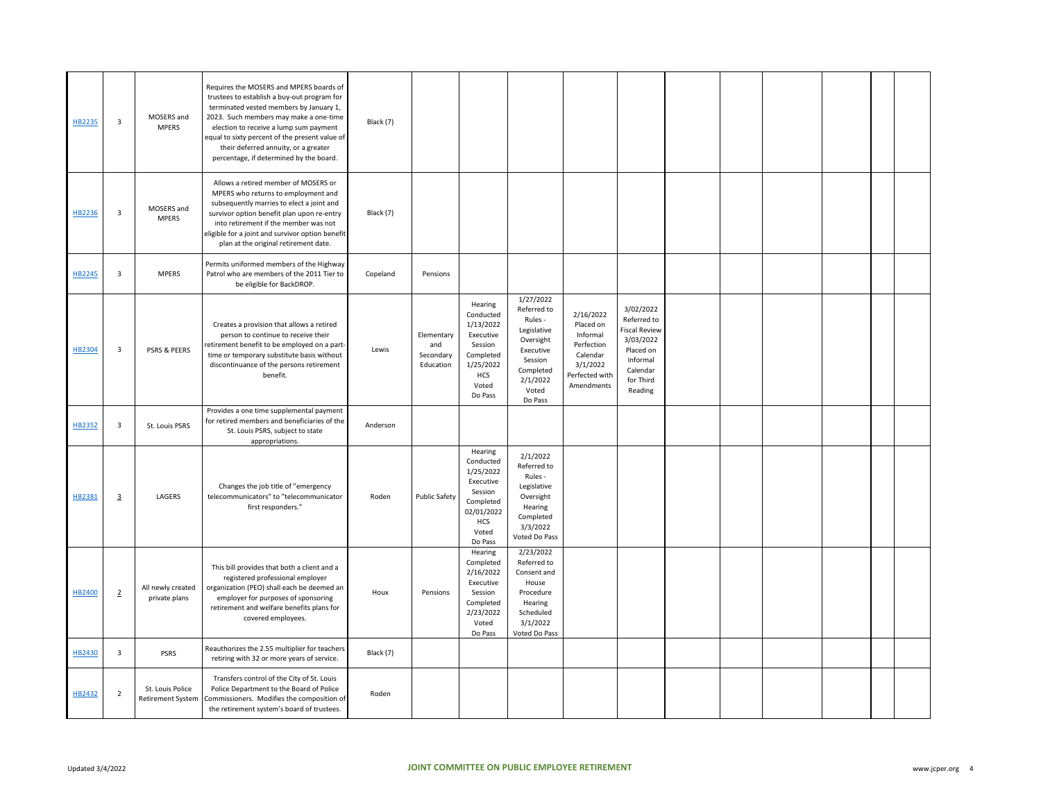| | | | | | | | | | | | | | | |
|---|---|---|---|---|---|---|---|---|---|---|---|---|---|---|
| HB2235 | 3 | MOSERS and MPERS | Requires the MOSERS and MPERS boards of trustees to establish a buy-out program for terminated vested members by January 1, 2023. Such members may make a one-time election to receive a lump sum payment equal to sixty percent of the present value of their deferred annuity, or a greater percentage, if determined by the board. | Black (7) | | | | | | | | | | |
| HB2236 | 3 | MOSERS and MPERS | Allows a retired member of MOSERS or MPERS who returns to employment and subsequently marries to elect a joint and survivor option benefit plan upon re-entry into retirement if the member was not eligible for a joint and survivor option benefit plan at the original retirement date. | Black (7) | | | | | | | | | | |
| HB2245 | 3 | MPERS | Permits uniformed members of the Highway Patrol who are members of the 2011 Tier to be eligible for BackDROP. | Copeland | Pensions | | | | | | | | | |
| HB2304 | 3 | PSRS & PEERS | Creates a provision that allows a retired person to continue to receive their retirement benefit to be employed on a part-time or temporary substitute basis without discontinuance of the persons retirement benefit. | Lewis | Elementary and Secondary Education | Hearing Conducted 1/13/2022 Executive Session Completed 1/25/2022 HCS Voted Do Pass | 1/27/2022 Referred to Rules - Legislative Oversight Executive Session Completed 2/1/2022 Voted Do Pass | 2/16/2022 Placed on Informal Perfection Calendar 3/1/2022 Perfected with Amendments | 3/02/2022 Referred to Fiscal Review 3/03/2022 Placed on Informal Calendar for Third Reading | | | | | |
| HB2352 | 3 | St. Louis PSRS | Provides a one time supplemental payment for retired members and beneficiaries of the St. Louis PSRS, subject to state appropriations. | Anderson | | | | | | | | | | |
| HB2381 | 3 | LAGERS | Changes the job title of "emergency telecommunicators" to "telecommunicator first responders." | Roden | Public Safety | Hearing Conducted 1/25/2022 Executive Session Completed 02/01/2022 HCS Voted Do Pass | 2/1/2022 Referred to Rules - Legislative Oversight Hearing Completed 3/3/2022 Voted Do Pass | | | | | | | |
| HB2400 | 2 | All newly created private plans | This bill provides that both a client and a registered professional employer organization (PEO) shall each be deemed an employer for purposes of sponsoring retirement and welfare benefits plans for covered employees. | Houx | Pensions | Hearing Completed 2/16/2022 Executive Session Completed 2/23/2022 Voted Do Pass | 2/23/2022 Referred to Consent and House Procedure Hearing Scheduled 3/1/2022 Voted Do Pass | | | | | | | |
| HB2430 | 3 | PSRS | Reauthorizes the 2.55 multiplier for teachers retiring with 32 or more years of service. | Black (7) | | | | | | | | | | |
| HB2432 | 2 | St. Louis Police Retirement System | Transfers control of the City of St. Louis Police Department to the Board of Police Commissioners. Modifies the composition of the retirement system's board of trustees. | Roden | | | | | | | | | | |

Updated 3/4/2022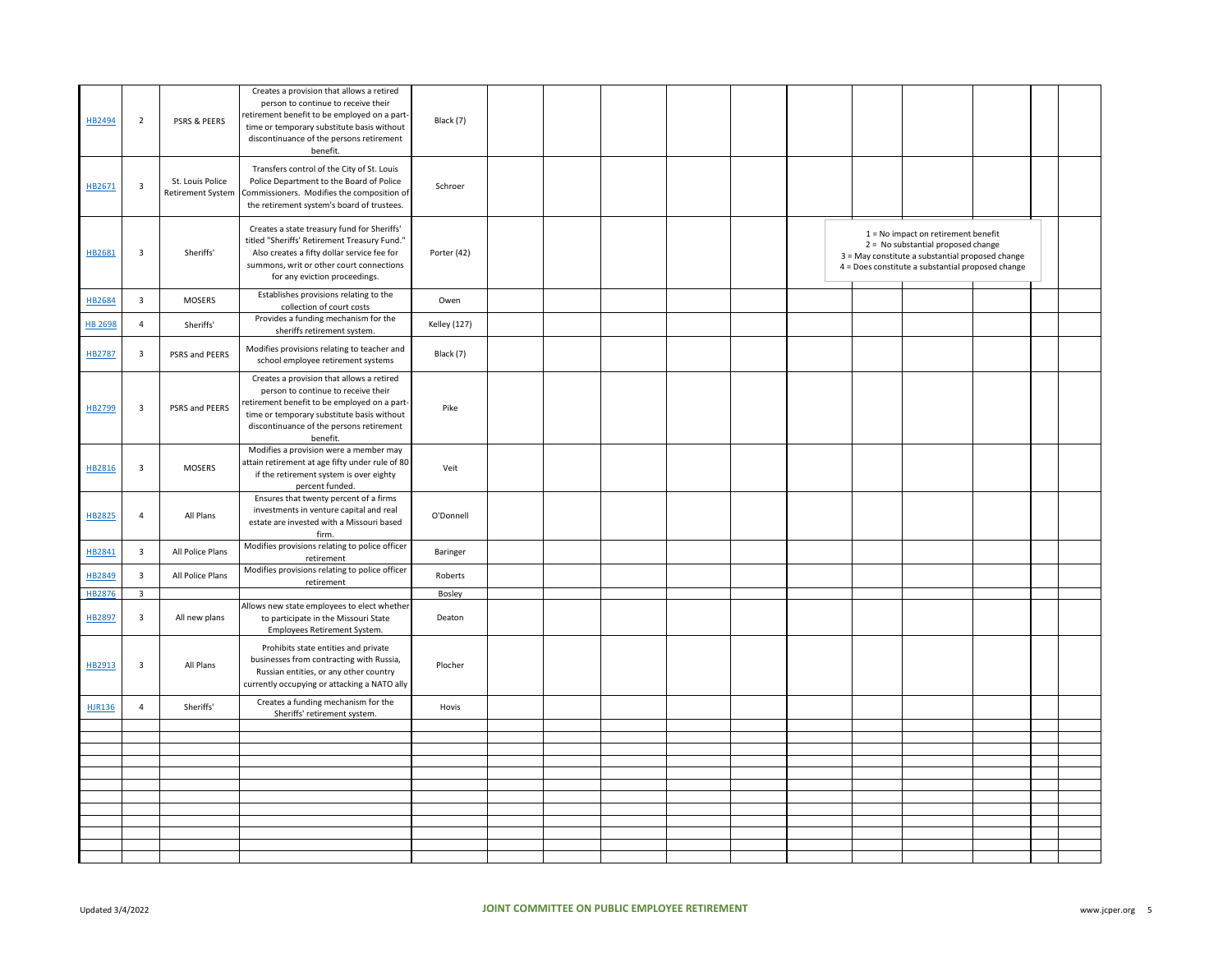| | | | | | | | | | | | | | | | | |
|---|---|---|---|---|---|---|---|---|---|---|---|---|---|---|---|---|
| HB2494 | 2 | PSRS & PEERS | Creates a provision that allows a retired person to continue to receive their retirement benefit to be employed on a part-time or temporary substitute basis without discontinuance of the persons retirement benefit. | Black (7) | | | | | | | | | | | | |
| HB2671 | 3 | St. Louis Police Retirement System | Transfers control of the City of St. Louis Police Department to the Board of Police Commissioners. Modifies the composition of the retirement system's board of trustees. | Schroer | | | | | | | | | | | | |
| HB2681 | 3 | Sheriffs' | Creates a state treasury fund for Sheriffs' titled "Sheriffs' Retirement Treasury Fund." Also creates a fifty dollar service fee for summons, writ or other court connections for any eviction proceedings. | Porter (42) | | | | | | | | | | | | |
| HB2684 | 3 | MOSERS | Establishes provisions relating to the collection of court costs | Owen | | | | | | | | | | | | |
| HB 2698 | 4 | Sheriffs' | Provides a funding mechanism for the sheriffs retirement system. | Kelley (127) | | | | | | | | | | | | |
| HB2787 | 3 | PSRS and PEERS | Modifies provisions relating to teacher and school employee retirement systems | Black (7) | | | | | | | | | | | | |
| HB2799 | 3 | PSRS and PEERS | Creates a provision that allows a retired person to continue to receive their retirement benefit to be employed on a part-time or temporary substitute basis without discontinuance of the persons retirement benefit. | Pike | | | | | | | | | | | | |
| HB2816 | 3 | MOSERS | Modifies a provision were a member may attain retirement at age fifty under rule of 80 if the retirement system is over eighty percent funded. | Veit | | | | | | | | | | | | |
| HB2825 | 4 | All Plans | Ensures that twenty percent of a firms investments in venture capital and real estate are invested with a Missouri based firm. | O'Donnell | | | | | | | | | | | | |
| HB2841 | 3 | All Police Plans | Modifies provisions relating to police officer retirement | Baringer | | | | | | | | | | | | |
| HB2849 | 3 | All Police Plans | Modifies provisions relating to police officer retirement | Roberts | | | | | | | | | | | | |
| HB2876 | 3 | | | Bosley | | | | | | | | | | | | |
| HB2897 | 3 | All new plans | Allows new state employees to elect whether to participate in the Missouri State Employees Retirement System. | Deaton | | | | | | | | | | | | |
| HB2913 | 3 | All Plans | Prohibits state entities and private businesses from contracting with Russia, Russian entities, or any other country currently occupying or attacking a NATO ally | Plocher | | | | | | | | | | | | |
| HJR136 | 4 | Sheriffs' | Creates a funding mechanism for the Sheriffs' retirement system. | Hovis | | | | | | | | | | | | |

1 = No impact on retirement benefit
2 = No substantial proposed change
3 = May constitute a substantial proposed change
4 = Does constitute a substantial proposed change

Updated 3/4/2022

JOINT COMMITTEE ON PUBLIC EMPLOYEE RETIREMENT

www.jcper.org